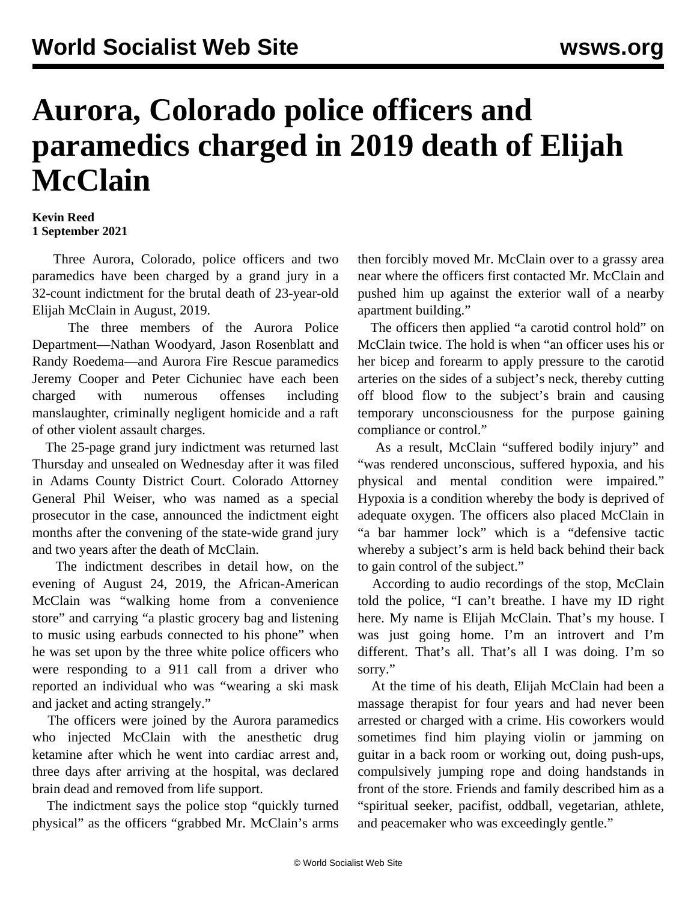# Aurora, Colorado police officers and paramedics charged in 2019 death of Elijah McClain

**Kevin Reed**
**1 September 2021**

Three Aurora, Colorado, police officers and two paramedics have been charged by a grand jury in a 32-count indictment for the brutal death of 23-year-old Elijah McClain in August, 2019.

The three members of the Aurora Police Department—Nathan Woodyard, Jason Rosenblatt and Randy Roedema—and Aurora Fire Rescue paramedics Jeremy Cooper and Peter Cichuniec have each been charged with numerous offenses including manslaughter, criminally negligent homicide and a raft of other violent assault charges.

The 25-page grand jury indictment was returned last Thursday and unsealed on Wednesday after it was filed in Adams County District Court. Colorado Attorney General Phil Weiser, who was named as a special prosecutor in the case, announced the indictment eight months after the convening of the state-wide grand jury and two years after the death of McClain.

The indictment describes in detail how, on the evening of August 24, 2019, the African-American McClain was "walking home from a convenience store" and carrying "a plastic grocery bag and listening to music using earbuds connected to his phone" when he was set upon by the three white police officers who were responding to a 911 call from a driver who reported an individual who was "wearing a ski mask and jacket and acting strangely."

The officers were joined by the Aurora paramedics who injected McClain with the anesthetic drug ketamine after which he went into cardiac arrest and, three days after arriving at the hospital, was declared brain dead and removed from life support.

The indictment says the police stop "quickly turned physical" as the officers "grabbed Mr. McClain's arms then forcibly moved Mr. McClain over to a grassy area near where the officers first contacted Mr. McClain and pushed him up against the exterior wall of a nearby apartment building."

The officers then applied "a carotid control hold" on McClain twice. The hold is when "an officer uses his or her bicep and forearm to apply pressure to the carotid arteries on the sides of a subject's neck, thereby cutting off blood flow to the subject's brain and causing temporary unconsciousness for the purpose gaining compliance or control."

As a result, McClain "suffered bodily injury" and "was rendered unconscious, suffered hypoxia, and his physical and mental condition were impaired." Hypoxia is a condition whereby the body is deprived of adequate oxygen. The officers also placed McClain in "a bar hammer lock" which is a "defensive tactic whereby a subject's arm is held back behind their back to gain control of the subject."

According to audio recordings of the stop, McClain told the police, "I can't breathe. I have my ID right here. My name is Elijah McClain. That's my house. I was just going home. I'm an introvert and I'm different. That's all. That's all I was doing. I'm so sorry."

At the time of his death, Elijah McClain had been a massage therapist for four years and had never been arrested or charged with a crime. His coworkers would sometimes find him playing violin or jamming on guitar in a back room or working out, doing push-ups, compulsively jumping rope and doing handstands in front of the store. Friends and family described him as a "spiritual seeker, pacifist, oddball, vegetarian, athlete, and peacemaker who was exceedingly gentle."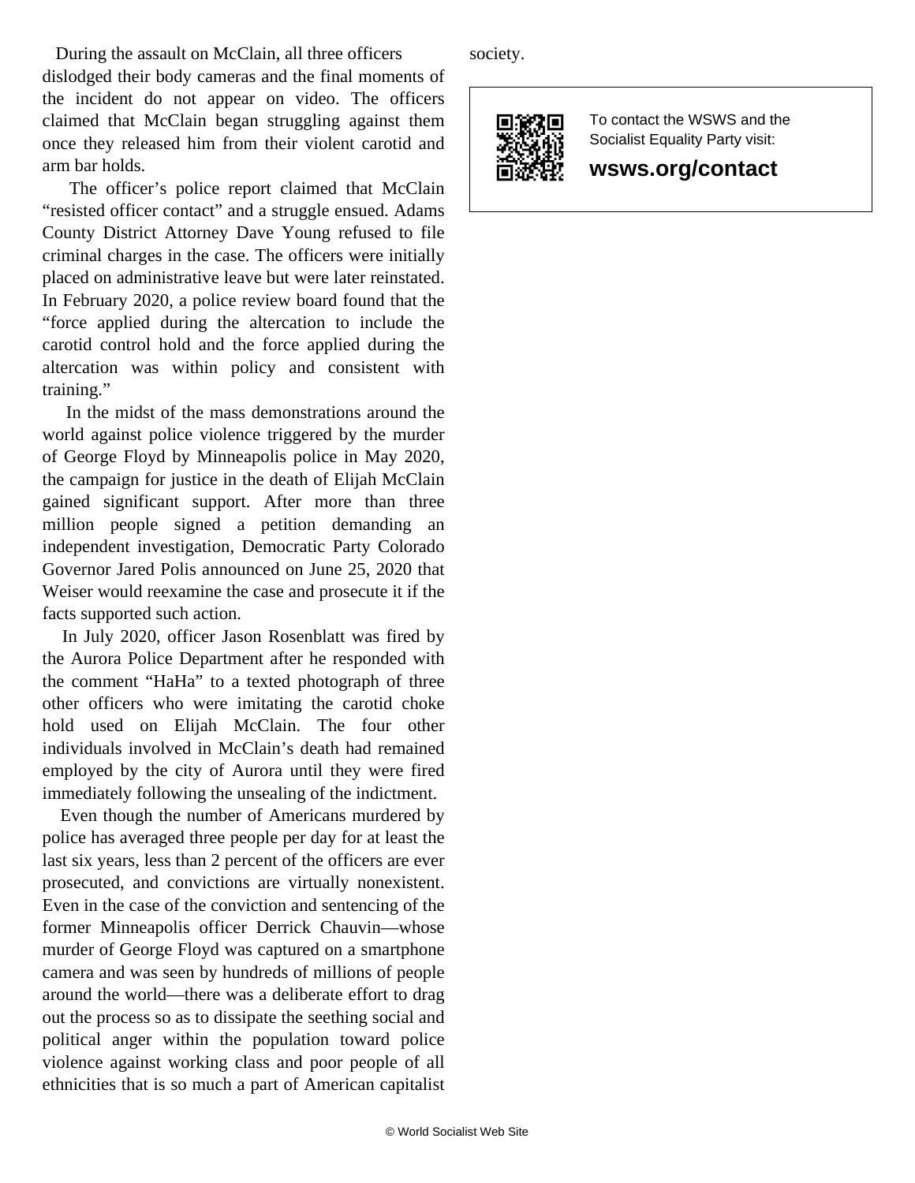During the assault on McClain, all three officers dislodged their body cameras and the final moments of the incident do not appear on video. The officers claimed that McClain began struggling against them once they released him from their violent carotid and arm bar holds.

The officer's police report claimed that McClain "resisted officer contact" and a struggle ensued. Adams County District Attorney Dave Young refused to file criminal charges in the case. The officers were initially placed on administrative leave but were later reinstated. In February 2020, a police review board found that the "force applied during the altercation to include the carotid control hold and the force applied during the altercation was within policy and consistent with training."

In the midst of the mass demonstrations around the world against police violence triggered by the murder of George Floyd by Minneapolis police in May 2020, the campaign for justice in the death of Elijah McClain gained significant support. After more than three million people signed a petition demanding an independent investigation, Democratic Party Colorado Governor Jared Polis announced on June 25, 2020 that Weiser would reexamine the case and prosecute it if the facts supported such action.

In July 2020, officer Jason Rosenblatt was fired by the Aurora Police Department after he responded with the comment "HaHa" to a texted photograph of three other officers who were imitating the carotid choke hold used on Elijah McClain. The four other individuals involved in McClain's death had remained employed by the city of Aurora until they were fired immediately following the unsealing of the indictment.

Even though the number of Americans murdered by police has averaged three people per day for at least the last six years, less than 2 percent of the officers are ever prosecuted, and convictions are virtually nonexistent. Even in the case of the conviction and sentencing of the former Minneapolis officer Derrick Chauvin—whose murder of George Floyd was captured on a smartphone camera and was seen by hundreds of millions of people around the world—there was a deliberate effort to drag out the process so as to dissipate the seething social and political anger within the population toward police violence against working class and poor people of all ethnicities that is so much a part of American capitalist society.

To contact the WSWS and the Socialist Equality Party visit:

**wsws.org/contact**